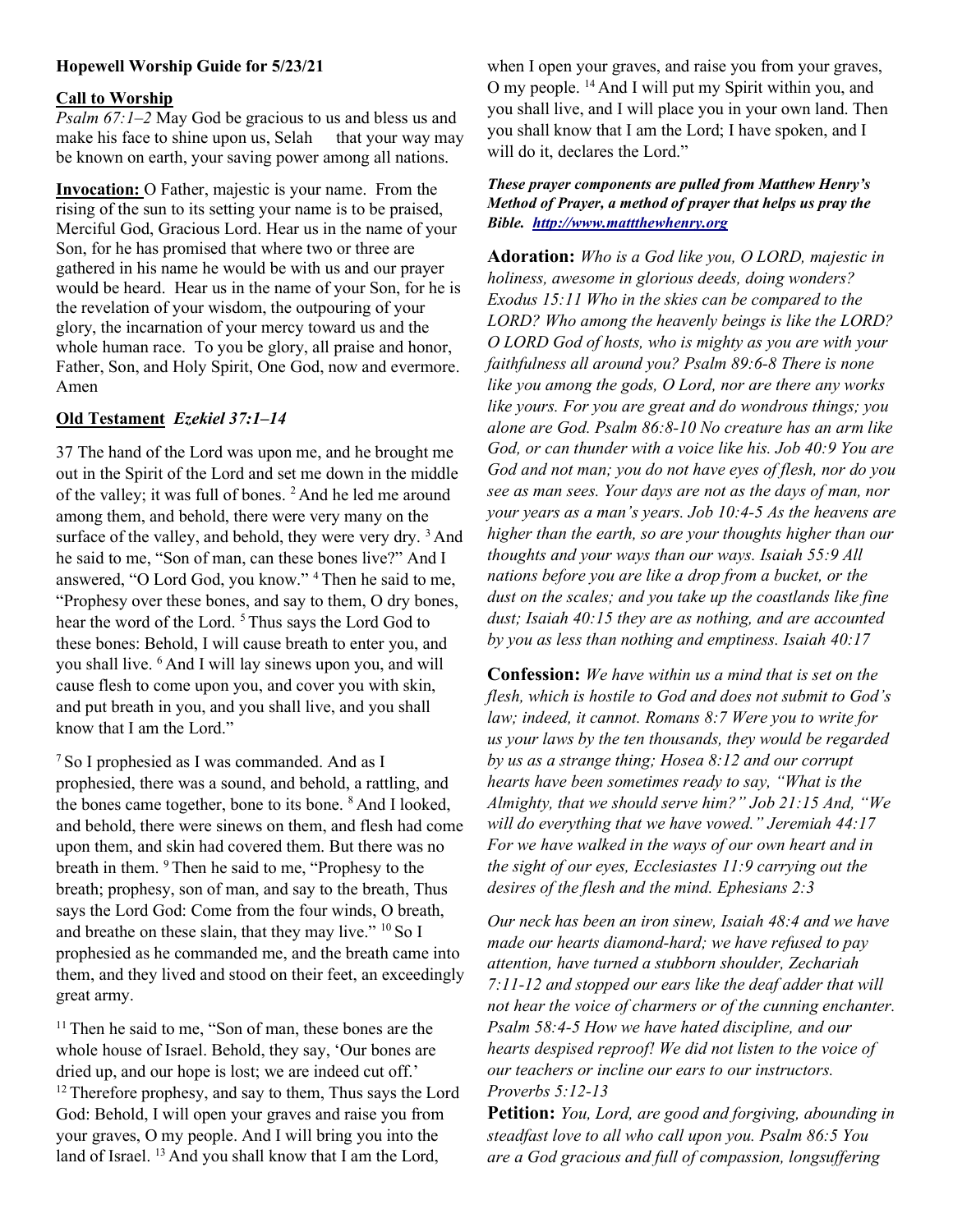**Hopewell Worship Guide for 5/23/21**

**Call to Worship**

*Psalm 67:1–2* May God be gracious to us and bless us and make his face to shine upon us, Selah that your way may be known on earth, your saving power among all nations.

**Invocation:** O Father, majestic is your name. From the rising of the sun to its setting your name is to be praised, Merciful God, Gracious Lord. Hear us in the name of your Son, for he has promised that where two or three are gathered in his name he would be with us and our prayer would be heard. Hear us in the name of your Son, for he is the revelation of your wisdom, the outpouring of your glory, the incarnation of your mercy toward us and the whole human race. To you be glory, all praise and honor, Father, Son, and Holy Spirit, One God, now and evermore. Amen

**Old Testament** *Ezekiel 37:1–14*

37 The hand of the Lord was upon me, and he brought me out in the Spirit of the Lord and set me down in the middle of the valley; it was full of bones. 2 And he led me around among them, and behold, there were very many on the surface of the valley, and behold, they were very dry. 3 And he said to me, "Son of man, can these bones live?" And I answered, "O Lord God, you know." 4 Then he said to me, "Prophesy over these bones, and say to them, O dry bones, hear the word of the Lord. 5 Thus says the Lord God to these bones: Behold, I will cause breath to enter you, and you shall live. 6 And I will lay sinews upon you, and will cause flesh to come upon you, and cover you with skin, and put breath in you, and you shall live, and you shall know that I am the Lord."

7 So I prophesied as I was commanded. And as I prophesied, there was a sound, and behold, a rattling, and the bones came together, bone to its bone. 8 And I looked, and behold, there were sinews on them, and flesh had come upon them, and skin had covered them. But there was no breath in them. 9 Then he said to me, "Prophesy to the breath; prophesy, son of man, and say to the breath, Thus says the Lord God: Come from the four winds, O breath, and breathe on these slain, that they may live." 10 So I prophesied as he commanded me, and the breath came into them, and they lived and stood on their feet, an exceedingly great army.

11 Then he said to me, "Son of man, these bones are the whole house of Israel. Behold, they say, 'Our bones are dried up, and our hope is lost; we are indeed cut off.' 12 Therefore prophesy, and say to them, Thus says the Lord God: Behold, I will open your graves and raise you from your graves, O my people. And I will bring you into the land of Israel. 13 And you shall know that I am the Lord, when I open your graves, and raise you from your graves, O my people. 14 And I will put my Spirit within you, and you shall live, and I will place you in your own land. Then you shall know that I am the Lord; I have spoken, and I will do it, declares the Lord."

***These prayer components are pulled from Matthew Henry's Method of Prayer, a method of prayer that helps us pray the Bible. [http://www.mattthewhenry.org](http://www.mattthewhenry.org)***

**Adoration:** *Who is a God like you, O LORD, majestic in holiness, awesome in glorious deeds, doing wonders? Exodus 15:11 Who in the skies can be compared to the LORD? Who among the heavenly beings is like the LORD? O LORD God of hosts, who is mighty as you are with your faithfulness all around you? Psalm 89:6-8 There is none like you among the gods, O Lord, nor are there any works like yours. For you are great and do wondrous things; you alone are God. Psalm 86:8-10 No creature has an arm like God, or can thunder with a voice like his. Job 40:9 You are God and not man; you do not have eyes of flesh, nor do you see as man sees. Your days are not as the days of man, nor your years as a man's years. Job 10:4-5 As the heavens are higher than the earth, so are your thoughts higher than our thoughts and your ways than our ways. Isaiah 55:9 All nations before you are like a drop from a bucket, or the dust on the scales; and you take up the coastlands like fine dust; Isaiah 40:15 they are as nothing, and are accounted by you as less than nothing and emptiness. Isaiah 40:17*

**Confession:** *We have within us a mind that is set on the flesh, which is hostile to God and does not submit to God's law; indeed, it cannot. Romans 8:7 Were you to write for us your laws by the ten thousands, they would be regarded by us as a strange thing; Hosea 8:12 and our corrupt hearts have been sometimes ready to say, "What is the Almighty, that we should serve him?" Job 21:15 And, "We will do everything that we have vowed." Jeremiah 44:17 For we have walked in the ways of our own heart and in the sight of our eyes, Ecclesiastes 11:9 carrying out the desires of the flesh and the mind. Ephesians 2:3*

*Our neck has been an iron sinew, Isaiah 48:4 and we have made our hearts diamond-hard; we have refused to pay attention, have turned a stubborn shoulder, Zechariah 7:11-12 and stopped our ears like the deaf adder that will not hear the voice of charmers or of the cunning enchanter. Psalm 58:4-5 How we have hated discipline, and our hearts despised reproof! We did not listen to the voice of our teachers or incline our ears to our instructors. Proverbs 5:12-13*

**Petition:** *You, Lord, are good and forgiving, abounding in steadfast love to all who call upon you. Psalm 86:5 You are a God gracious and full of compassion, longsuffering*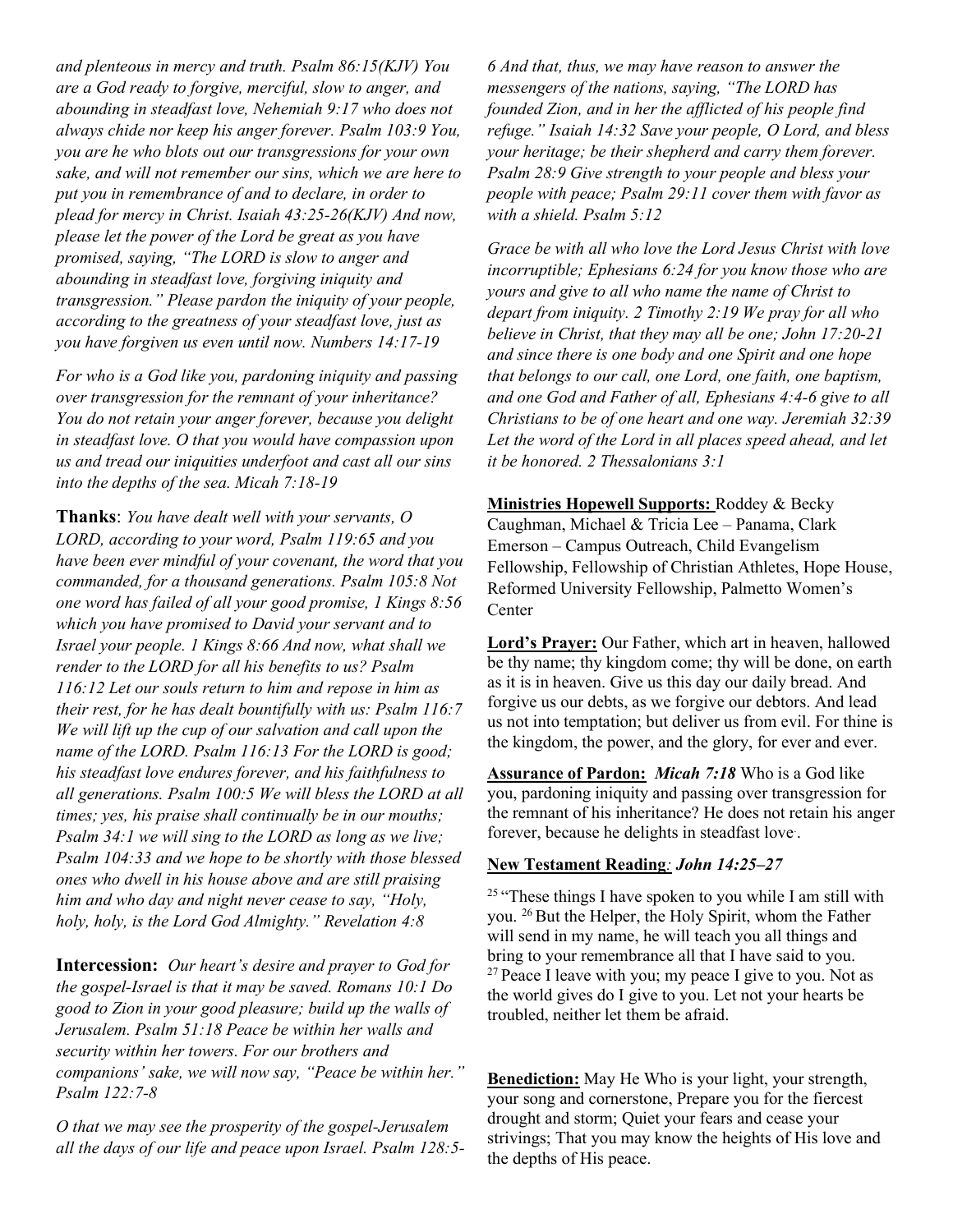*and plenteous in mercy and truth. Psalm 86:15(KJV) You are a God ready to forgive, merciful, slow to anger, and abounding in steadfast love, Nehemiah 9:17 who does not always chide nor keep his anger forever. Psalm 103:9 You, you are he who blots out our transgressions for your own sake, and will not remember our sins, which we are here to put you in remembrance of and to declare, in order to plead for mercy in Christ. Isaiah 43:25-26(KJV) And now, please let the power of the Lord be great as you have promised, saying, "The LORD is slow to anger and abounding in steadfast love, forgiving iniquity and transgression." Please pardon the iniquity of your people, according to the greatness of your steadfast love, just as you have forgiven us even until now. Numbers 14:17-19*

*For who is a God like you, pardoning iniquity and passing over transgression for the remnant of your inheritance? You do not retain your anger forever, because you delight in steadfast love. O that you would have compassion upon us and tread our iniquities underfoot and cast all our sins into the depths of the sea. Micah 7:18-19*

**Thanks**: *You have dealt well with your servants, O LORD, according to your word, Psalm 119:65 and you have been ever mindful of your covenant, the word that you commanded, for a thousand generations. Psalm 105:8 Not one word has failed of all your good promise, 1 Kings 8:56 which you have promised to David your servant and to Israel your people. 1 Kings 8:66 And now, what shall we render to the LORD for all his benefits to us? Psalm 116:12 Let our souls return to him and repose in him as their rest, for he has dealt bountifully with us: Psalm 116:7 We will lift up the cup of our salvation and call upon the name of the LORD. Psalm 116:13 For the LORD is good; his steadfast love endures forever, and his faithfulness to all generations. Psalm 100:5 We will bless the LORD at all times; yes, his praise shall continually be in our mouths; Psalm 34:1 we will sing to the LORD as long as we live; Psalm 104:33 and we hope to be shortly with those blessed ones who dwell in his house above and are still praising him and who day and night never cease to say, "Holy, holy, holy, is the Lord God Almighty." Revelation 4:8*

**Intercession:** *Our heart's desire and prayer to God for the gospel-Israel is that it may be saved. Romans 10:1 Do good to Zion in your good pleasure; build up the walls of Jerusalem. Psalm 51:18 Peace be within her walls and security within her towers. For our brothers and companions' sake, we will now say, "Peace be within her." Psalm 122:7-8*

*O that we may see the prosperity of the gospel-Jerusalem all the days of our life and peace upon Israel. Psalm 128:5-6 And that, thus, we may have reason to answer the messengers of the nations, saying, "The LORD has founded Zion, and in her the afflicted of his people find refuge." Isaiah 14:32 Save your people, O Lord, and bless your heritage; be their shepherd and carry them forever. Psalm 28:9 Give strength to your people and bless your people with peace; Psalm 29:11 cover them with favor as with a shield. Psalm 5:12*

*Grace be with all who love the Lord Jesus Christ with love incorruptible; Ephesians 6:24 for you know those who are yours and give to all who name the name of Christ to depart from iniquity. 2 Timothy 2:19 We pray for all who believe in Christ, that they may all be one; John 17:20-21 and since there is one body and one Spirit and one hope that belongs to our call, one Lord, one faith, one baptism, and one God and Father of all, Ephesians 4:4-6 give to all Christians to be of one heart and one way. Jeremiah 32:39 Let the word of the Lord in all places speed ahead, and let it be honored. 2 Thessalonians 3:1*

**Ministries Hopewell Supports:** Roddey & Becky Caughman, Michael & Tricia Lee – Panama, Clark Emerson – Campus Outreach, Child Evangelism Fellowship, Fellowship of Christian Athletes, Hope House, Reformed University Fellowship, Palmetto Women's Center

**Lord's Prayer:** Our Father, which art in heaven, hallowed be thy name; thy kingdom come; thy will be done, on earth as it is in heaven. Give us this day our daily bread. And forgive us our debts, as we forgive our debtors. And lead us not into temptation; but deliver us from evil. For thine is the kingdom, the power, and the glory, for ever and ever.

**Assurance of Pardon:** ***Micah 7:18*** Who is a God like you, pardoning iniquity and passing over transgression for the remnant of his inheritance? He does not retain his anger forever, because he delights in steadfast love.

**New Testament Reading*: John 14:25–27***

[25] "These things I have spoken to you while I am still with you. [26] But the Helper, the Holy Spirit, whom the Father will send in my name, he will teach you all things and bring to your remembrance all that I have said to you. [27] Peace I leave with you; my peace I give to you. Not as the world gives do I give to you. Let not your hearts be troubled, neither let them be afraid.

**Benediction:** May He Who is your light, your strength, your song and cornerstone, Prepare you for the fiercest drought and storm; Quiet your fears and cease your strivings; That you may know the heights of His love and the depths of His peace.